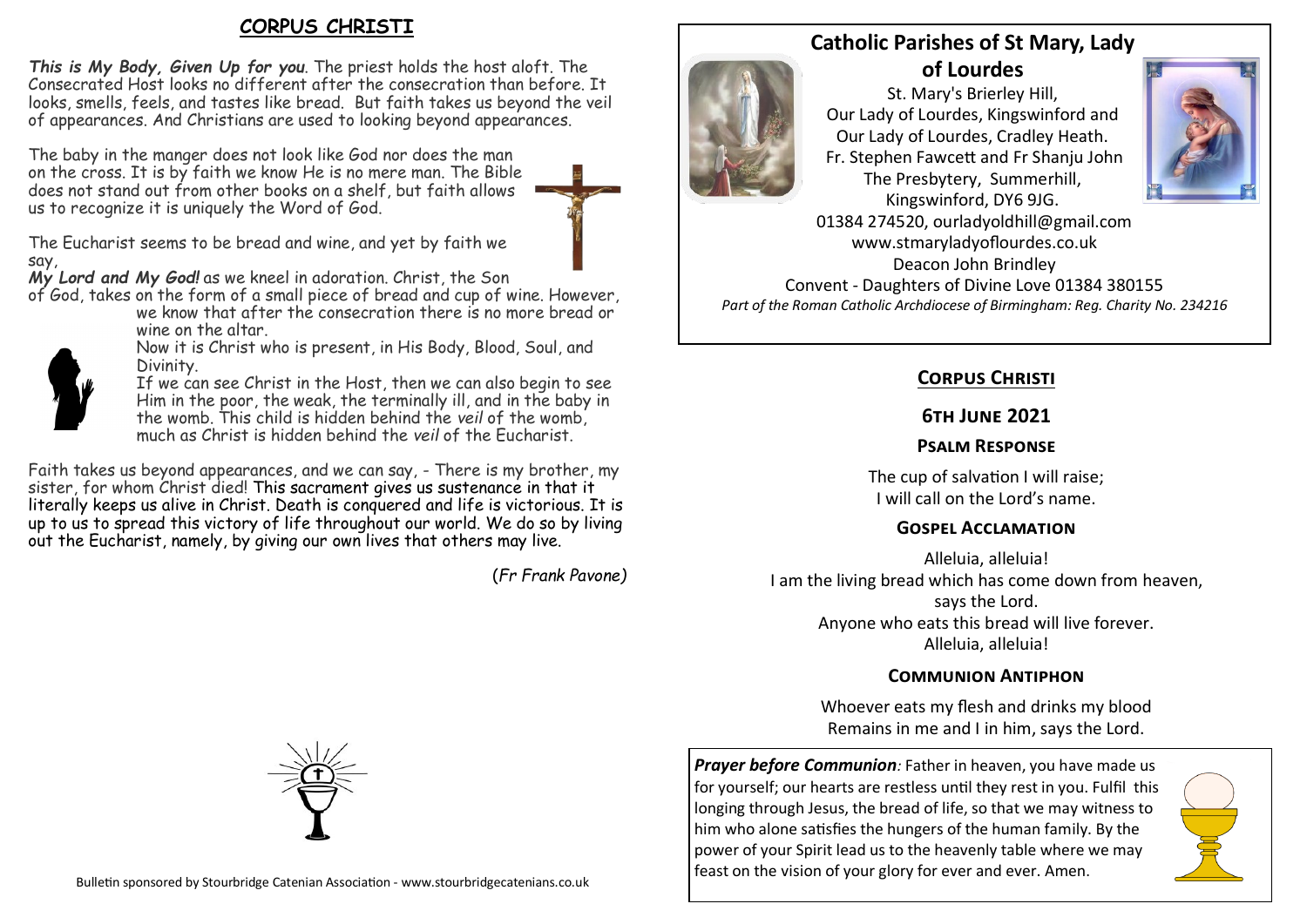## CORPUS CHRISTI

***This is My Body, Given Up for you***. The priest holds the host aloft. The Consecrated Host looks no different after the consecration than before. It looks, smells, feels, and tastes like bread. But faith takes us beyond the veil of appearances. And Christians are used to looking beyond appearances.

The baby in the manger does not look like God nor does the man on the cross. It is by faith we know He is no mere man. The Bible does not stand out from other books on a shelf, but faith allows us to recognize it is uniquely the Word of God.

The Eucharist seems to be bread and wine, and yet by faith we say,
***My Lord and My God!*** as we kneel in adoration. Christ, the Son of God, takes on the form of a small piece of bread and cup of wine. However, we know that after the consecration there is no more bread or wine on the altar.
Now it is Christ who is present, in His Body, Blood, Soul, and Divinity.
If we can see Christ in the Host, then we can also begin to see Him in the poor, the weak, the terminally ill, and in the baby in the womb. This child is hidden behind the *veil* of the womb, much as Christ is hidden behind the *veil* of the Eucharist.

Faith takes us beyond appearances, and we can say, - There is my brother, my sister, for whom Christ died! This sacrament gives us sustenance in that it literally keeps us alive in Christ. Death is conquered and life is victorious. It is up to us to spread this victory of life throughout our world. We do so by living out the Eucharist, namely, by giving our own lives that others may live.

(*Fr Frank Pavone)*

Bulletin sponsored by Stourbridge Catenian Association - www.stourbridgecatenians.co.uk

## Catholic Parishes of St Mary, Lady of Lourdes

St. Mary's Brierley Hill,
Our Lady of Lourdes, Kingswinford and
Our Lady of Lourdes, Cradley Heath.
Fr. Stephen Fawcett and Fr Shanju John
The Presbytery, Summerhill,
Kingswinford, DY6 9JG.
01384 274520, ourladyoldhill@gmail.com
www.stmaryladyoflourdes.co.uk
Deacon John Brindley
Convent - Daughters of Divine Love 01384 380155
*Part of the Roman Catholic Archdiocese of Birmingham: Reg. Charity No. 234216*

## Corpus Christi

### 6th June 2021

### Psalm Response

The cup of salvation I will raise;
I will call on the Lord's name.

### Gospel Acclamation

Alleluia, alleluia!
I am the living bread which has come down from heaven,
says the Lord.
Anyone who eats this bread will live forever.
Alleluia, alleluia!

### Communion Antiphon

Whoever eats my flesh and drinks my blood
Remains in me and I in him, says the Lord.

***Prayer before Communion**:* Father in heaven, you have made us for yourself; our hearts are restless until they rest in you. Fulfil this longing through Jesus, the bread of life, so that we may witness to him who alone satisfies the hungers of the human family. By the power of your Spirit lead us to the heavenly table where we may feast on the vision of your glory for ever and ever. Amen.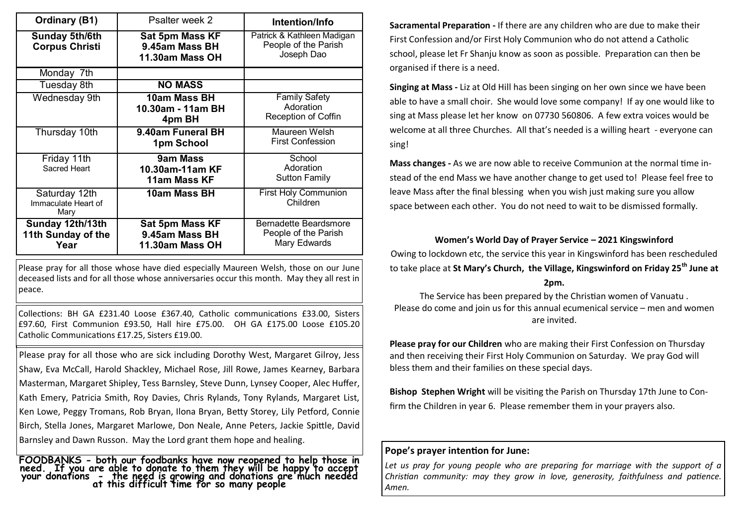| Ordinary (B1) | Psalter week 2 | Intention/Info |
| --- | --- | --- |
| **Sunday 5th/6th Corpus Christi** | **Sat 5pm Mass KF 9.45am Mass BH 11.30am Mass OH** | Patrick & Kathleen Madigan People of the Parish Joseph Dao |
| Monday 7th | | |
| Tuesday 8th | **NO MASS** | |
| Wednesday 9th | **10am Mass BH 10.30am - 11am BH 4pm BH** | Family Safety Adoration Reception of Coffin |
| Thursday 10th | **9.40am Funeral BH 1pm School** | Maureen Welsh First Confession |
| Friday 11th Sacred Heart | **9am Mass 10.30am-11am KF 11am Mass KF** | School Adoration Sutton Family |
| Saturday 12th Immaculate Heart of Mary | **10am Mass BH** | First Holy Communion Children |
| **Sunday 12th/13th 11th Sunday of the Year** | **Sat 5pm Mass KF 9.45am Mass BH 11.30am Mass OH** | Bernadette Beardsmore People of the Parish Mary Edwards |

Please pray for all those whose have died especially Maureen Welsh, those on our June deceased lists and for all those whose anniversaries occur this month. May they all rest in peace.

Collections: BH GA £231.40 Loose £367.40, Catholic communications £33.00, Sisters £97.60, First Communion £93.50, Hall hire £75.00. OH GA £175.00 Loose £105.20 Catholic Communications £17.25, Sisters £19.00.

Please pray for all those who are sick including Dorothy West, Margaret Gilroy, Jess Shaw, Eva McCall, Harold Shackley, Michael Rose, Jill Rowe, James Kearney, Barbara Masterman, Margaret Shipley, Tess Barnsley, Steve Dunn, Lynsey Cooper, Alec Huffer, Kath Emery, Patricia Smith, Roy Davies, Chris Rylands, Tony Rylands, Margaret List, Ken Lowe, Peggy Tromans, Rob Bryan, Ilona Bryan, Betty Storey, Lily Petford, Connie Birch, Stella Jones, Margaret Marlowe, Don Neale, Anne Peters, Jackie Spittle, David Barnsley and Dawn Russon. May the Lord grant them hope and healing.

**FOODBANKS - both our foodbanks have now reopened to help those in need. If you are able to donate to them they will be happy to accept your donations - the need is growing and donations are much needed at this difficult time for so many people**

**Sacramental Preparation -** If there are any children who are due to make their First Confession and/or First Holy Communion who do not attend a Catholic school, please let Fr Shanju know as soon as possible. Preparation can then be organised if there is a need.

**Singing at Mass -** Liz at Old Hill has been singing on her own since we have been able to have a small choir. She would love some company! If ay one would like to sing at Mass please let her know on 07730 560806. A few extra voices would be welcome at all three Churches. All that's needed is a willing heart - everyone can sing!

**Mass changes -** As we are now able to receive Communion at the normal time instead of the end Mass we have another change to get used to! Please feel free to leave Mass after the final blessing when you wish just making sure you allow space between each other. You do not need to wait to be dismissed formally.

**Women's World Day of Prayer Service – 2021 Kingswinford**

Owing to lockdown etc, the service this year in Kingswinford has been rescheduled to take place at **St Mary's Church, the Village, Kingswinford on Friday 25th June at 2pm.**

The Service has been prepared by the Christian women of Vanuatu .
Please do come and join us for this annual ecumenical service – men and women are invited.

**Please pray for our Children** who are making their First Confession on Thursday and then receiving their First Holy Communion on Saturday. We pray God will bless them and their families on these special days.

**Bishop Stephen Wright** will be visiting the Parish on Thursday 17th June to Confirm the Children in year 6. Please remember them in your prayers also.

**Pope's prayer intention for June:**

*Let us pray for young people who are preparing for marriage with the support of a Christian community: may they grow in love, generosity, faithfulness and patience. Amen.*